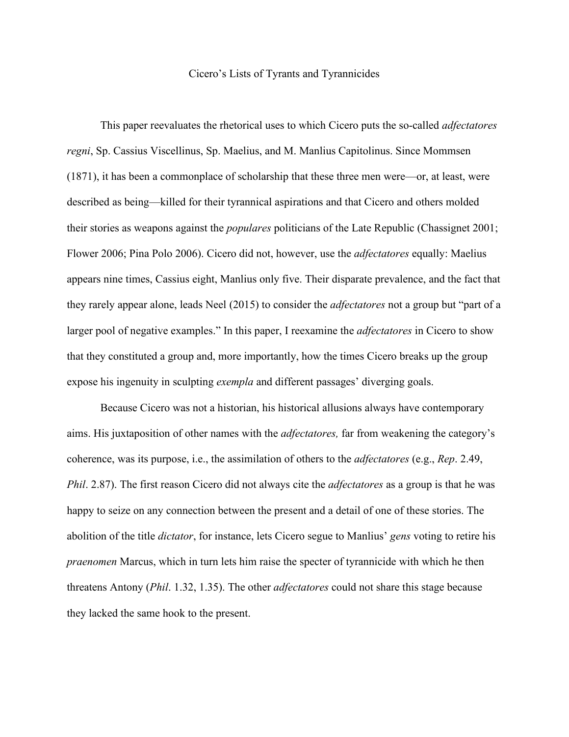# Cicero's Lists of Tyrants and Tyrannicides

This paper reevaluates the rhetorical uses to which Cicero puts the so-called *adfectatores regni*, Sp. Cassius Viscellinus, Sp. Maelius, and M. Manlius Capitolinus. Since Mommsen (1871), it has been a commonplace of scholarship that these three men were—or, at least, were described as being—killed for their tyrannical aspirations and that Cicero and others molded their stories as weapons against the *populares* politicians of the Late Republic (Chassignet 2001; Flower 2006; Pina Polo 2006). Cicero did not, however, use the *adfectatores* equally: Maelius appears nine times, Cassius eight, Manlius only five. Their disparate prevalence, and the fact that they rarely appear alone, leads Neel (2015) to consider the *adfectatores* not a group but "part of a larger pool of negative examples." In this paper, I reexamine the *adfectatores* in Cicero to show that they constituted a group and, more importantly, how the times Cicero breaks up the group expose his ingenuity in sculpting *exempla* and different passages' diverging goals.

Because Cicero was not a historian, his historical allusions always have contemporary aims. His juxtaposition of other names with the *adfectatores,* far from weakening the category's coherence, was its purpose, i.e., the assimilation of others to the *adfectatores* (e.g., *Rep*. 2.49, *Phil*. 2.87). The first reason Cicero did not always cite the *adfectatores* as a group is that he was happy to seize on any connection between the present and a detail of one of these stories. The abolition of the title *dictator*, for instance, lets Cicero segue to Manlius' *gens* voting to retire his *praenomen* Marcus, which in turn lets him raise the specter of tyrannicide with which he then threatens Antony (*Phil*. 1.32, 1.35). The other *adfectatores* could not share this stage because they lacked the same hook to the present.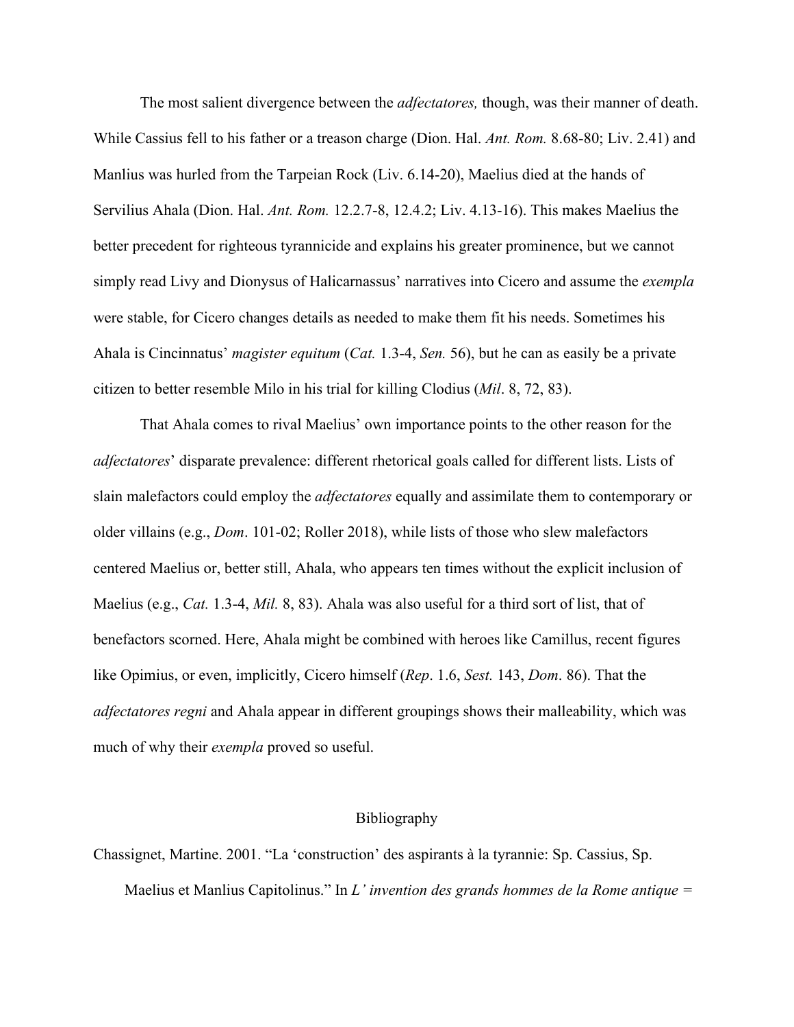The most salient divergence between the *adfectatores,* though, was their manner of death. While Cassius fell to his father or a treason charge (Dion. Hal. *Ant. Rom.* 8.68-80; Liv. 2.41) and Manlius was hurled from the Tarpeian Rock (Liv. 6.14-20), Maelius died at the hands of Servilius Ahala (Dion. Hal. *Ant. Rom.* 12.2.7-8, 12.4.2; Liv. 4.13-16). This makes Maelius the better precedent for righteous tyrannicide and explains his greater prominence, but we cannot simply read Livy and Dionysus of Halicarnassus' narratives into Cicero and assume the *exempla* were stable, for Cicero changes details as needed to make them fit his needs. Sometimes his Ahala is Cincinnatus' *magister equitum* (*Cat.* 1.3-4, *Sen.* 56), but he can as easily be a private citizen to better resemble Milo in his trial for killing Clodius (*Mil*. 8, 72, 83).

That Ahala comes to rival Maelius' own importance points to the other reason for the *adfectatores*' disparate prevalence: different rhetorical goals called for different lists. Lists of slain malefactors could employ the *adfectatores* equally and assimilate them to contemporary or older villains (e.g., *Dom*. 101-02; Roller 2018), while lists of those who slew malefactors centered Maelius or, better still, Ahala, who appears ten times without the explicit inclusion of Maelius (e.g., *Cat.* 1.3-4, *Mil.* 8, 83). Ahala was also useful for a third sort of list, that of benefactors scorned. Here, Ahala might be combined with heroes like Camillus, recent figures like Opimius, or even, implicitly, Cicero himself (*Rep*. 1.6, *Sest.* 143, *Dom*. 86). That the *adfectatores regni* and Ahala appear in different groupings shows their malleability, which was much of why their *exempla* proved so useful.

## Bibliography

Chassignet, Martine. 2001. "La 'construction' des aspirants à la tyrannie: Sp. Cassius, Sp. Maelius et Manlius Capitolinus." In *L' invention des grands hommes de la Rome antique =*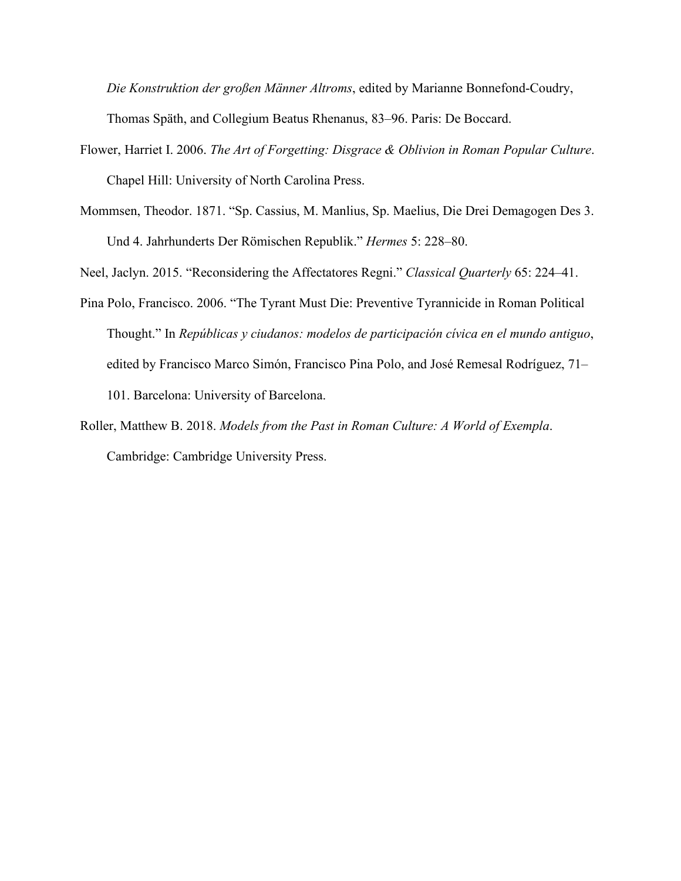*Die Konstruktion der großen Männer Altroms*, edited by Marianne Bonnefond-Coudry, Thomas Späth, and Collegium Beatus Rhenanus, 83–96. Paris: De Boccard.

Flower, Harriet I. 2006. *The Art of Forgetting: Disgrace & Oblivion in Roman Popular Culture*. Chapel Hill: University of North Carolina Press.

Mommsen, Theodor. 1871. "Sp. Cassius, M. Manlius, Sp. Maelius, Die Drei Demagogen Des 3. Und 4. Jahrhunderts Der Römischen Republik." *Hermes* 5: 228–80.

Neel, Jaclyn. 2015. "Reconsidering the Affectatores Regni." *Classical Quarterly* 65: 224–41.

Pina Polo, Francisco. 2006. "The Tyrant Must Die: Preventive Tyrannicide in Roman Political Thought." In *Repúblicas y ciudanos: modelos de participación cívica en el mundo antiguo*, edited by Francisco Marco Simón, Francisco Pina Polo, and José Remesal Rodríguez, 71–101. Barcelona: University of Barcelona.

Roller, Matthew B. 2018. *Models from the Past in Roman Culture: A World of Exempla*. Cambridge: Cambridge University Press.